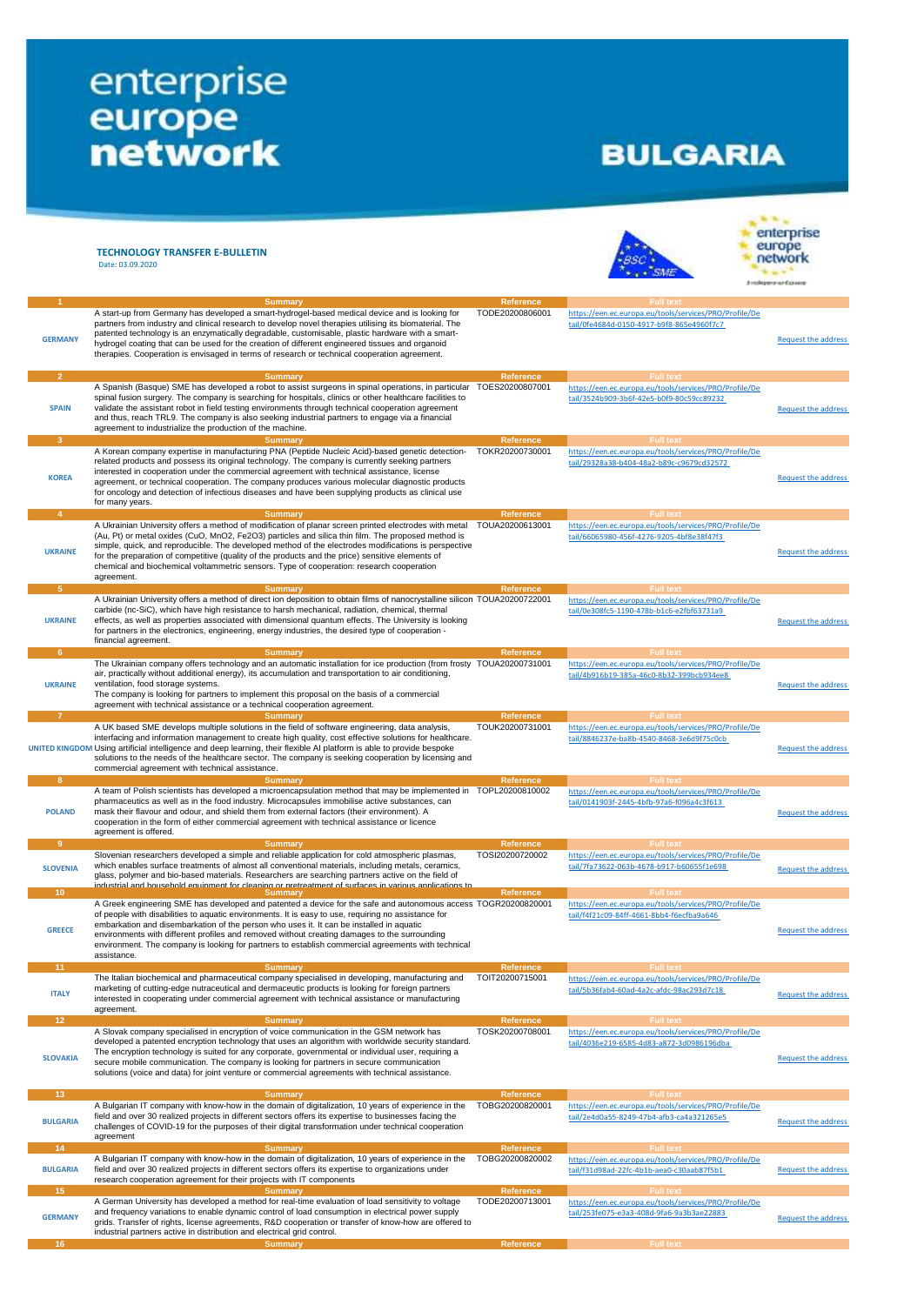# enterprise europe network

# BULGARIA

**TECHNOLOGY TRANSFER E-BULLETIN**

Date: 03.09.2020

| # | Country | Summary | Reference | Full text | |
|---|---|---|---|---|---|
| 1 | GERMANY | A start-up from Germany has developed a smart-hydrogel-based medical device and is looking for partners from industry and clinical research to develop novel therapies utilising its biomaterial. The patented technology is an enzymatically degradable, customisable, plastic hardware with a smart-hydrogel coating that can be used for the creation of different engineered tissues and organoid therapies. Cooperation is envisaged in terms of research or technical cooperation agreement. | TODE20200806001 | https://een.ec.europa.eu/tools/services/PRO/Profile/Detail/0fe4684d-0150-4917-b9f8-865e4960f7c7 | Request the address |
| 2 | SPAIN | A Spanish (Basque) SME has developed a robot to assist surgeons in spinal operations, in particular spinal fusion surgery. The company is searching for hospitals, clinics or other healthcare facilities to validate the assistant robot in field testing environments through technical cooperation agreement and thus, reach TRL9. The company is also seeking industrial partners to engage via a financial agreement to industrialize the production of the machine. | TOES20200807001 | https://een.ec.europa.eu/tools/services/PRO/Profile/Detail/3524b909-3b6f-42e5-b0f9-80c59cc89232 | Request the address |
| 3 | KOREA | A Korean company expertise in manufacturing PNA (Peptide Nucleic Acid)-based genetic detection-related products and possess its original technology. The company is currently seeking partners interested in cooperation under the commercial agreement with technical assistance, license agreement, or technical cooperation. The company produces various molecular diagnostic products for oncology and detection of infectious diseases and have been supplying products as clinical use for many years. | TOKR20200730001 | https://een.ec.europa.eu/tools/services/PRO/Profile/Detail/29328a38-b404-48a2-b89c-c9679cd32572 | Request the address |
| 4 | UKRAINE | A Ukrainian University offers a method of modification of planar screen printed electrodes with metal (Au, Pt) or metal oxides (CuO, $MnO_2$, $Fe_2O_3$) particles and silica thin film. The proposed method is simple, quick, and reproducible. The developed method of the electrodes modifications is perspective for the preparation of competitive (quality of the products and the price) sensitive elements of chemical and biochemical voltammetric sensors. Type of cooperation: research cooperation agreement. | TOUA20200613001 | https://een.ec.europa.eu/tools/services/PRO/Profile/Detail/66065980-456f-4276-9205-4bf8e38f47f3 | Request the address |
| 5 | UKRAINE | A Ukrainian University offers a method of direct ion deposition to obtain films of nanocrystalline silicon carbide (nc-SiC), which have high resistance to harsh mechanical, radiation, chemical, thermal effects, as well as properties associated with dimensional quantum effects. The University is looking for partners in the electronics, engineering, energy industries, the desired type of cooperation - financial agreement. | TOUA20200722001 | https://een.ec.europa.eu/tools/services/PRO/Profile/Detail/0e308fc5-1190-478b-b1c6-e2fbf63731a9 | Request the address |
| 6 | UKRAINE | The Ukrainian company offers technology and an automatic installation for ice production (from frosty air, practically without additional energy), its accumulation and transportation to air conditioning, ventilation, food storage systems. The company is looking for partners to implement this proposal on the basis of a commercial agreement with technical assistance or a technical cooperation agreement. | TOUA20200731001 | https://een.ec.europa.eu/tools/services/PRO/Profile/Detail/4b916b19-385a-46c0-8b32-399bcb934ee8 | Request the address |
| 7 | UNITED KINGDOM | A UK based SME develops multiple solutions in the field of software engineering, data analysis, interfacing and information management to create high quality, cost effective solutions for healthcare. Using artificial intelligence and deep learning, their flexible AI platform is able to provide bespoke solutions to the needs of the healthcare sector. The company is seeking cooperation by licensing and commercial agreement with technical assistance. | TOUK20200731001 | https://een.ec.europa.eu/tools/services/PRO/Profile/Detail/8846237e-ba8b-4540-8468-3e6d9f75c0cb | Request the address |
| 8 | POLAND | A team of Polish scientists has developed a microencapsulation method that may be implemented in pharmaceutics as well as in the food industry. Microcapsules immobilise active substances, can mask their flavour and odour, and shield them from external factors (their environment). A cooperation in the form of either commercial agreement with technical assistance or licence agreement is offered. | TOPL20200810002 | https://een.ec.europa.eu/tools/services/PRO/Profile/Detail/0141903f-2445-4bfb-97a6-f096a4c3f613 | Request the address |
| 9 | SLOVENIA | Slovenian researchers developed a simple and reliable application for cold atmospheric plasmas, which enables surface treatments of almost all conventional materials, including metals, ceramics, glass, polymer and bio-based materials. Researchers are searching partners active on the field of industrial and household equipment for cleaning or pretreatment of surfaces in various applications to | TOSI20200720002 | https://een.ec.europa.eu/tools/services/PRO/Profile/Detail/7fa73622-063b-4678-b917-b60655f1e698 | Request the address |
| 10 | GREECE | A Greek engineering SME has developed and patented a device for the safe and autonomous access of people with disabilities to aquatic environments. It is easy to use, requiring no assistance for embarkation and disembarkation of the person who uses it. It can be installed in aquatic environments with different profiles and removed without creating damages to the surrounding environment. The company is looking for partners to establish commercial agreements with technical assistance. | TOGR20200820001 | https://een.ec.europa.eu/tools/services/PRO/Profile/Detail/f4f21c09-84ff-4661-8bb4-f6ecfba9a646 | Request the address |
| 11 | ITALY | The Italian biochemical and pharmaceutical company specialised in developing, manufacturing and marketing of cutting-edge nutraceutical and dermaceutic products is looking for foreign partners interested in cooperating under commercial agreement with technical assistance or manufacturing agreement. | TOIT20200715001 | https://een.ec.europa.eu/tools/services/PRO/Profile/Detail/5b36fab4-60ad-4a2c-afdc-98ac293d7c18 | Request the address |
| 12 | SLOVAKIA | A Slovak company specialised in encryption of voice communication in the GSM network has developed a patented encryption technology that uses an algorithm with worldwide security standard. The encryption technology is suited for any corporate, governmental or individual user, requiring a secure mobile communication. The company is looking for partners in secure communication solutions (voice and data) for joint venture or commercial agreements with technical assistance. | TOSK20200708001 | https://een.ec.europa.eu/tools/services/PRO/Profile/Detail/4036e219-6585-4d83-a872-3d0986196dba | Request the address |
| 13 | BULGARIA | A Bulgarian IT company with know-how in the domain of digitalization, 10 years of experience in the field and over 30 realized projects in different sectors offers its expertise to businesses facing the challenges of COVID-19 for the purposes of their digital transformation under technical cooperation agreement | TOBG20200820001 | https://een.ec.europa.eu/tools/services/PRO/Profile/Detail/2e4d0a55-8249-47b4-afb3-ca4a321265e5 | Request the address |
| 14 | BULGARIA | A Bulgarian IT company with know-how in the domain of digitalization, 10 years of experience in the field and over 30 realized projects in different sectors offers its expertise to organizations under research cooperation agreement for their projects with IT components | TOBG20200820002 | https://een.ec.europa.eu/tools/services/PRO/Profile/Detail/f31d98ad-22fc-4b1b-aea0-c30aab87f5b1 | Request the address |
| 15 | GERMANY | A German University has developed a method for real-time evaluation of load sensitivity to voltage and frequency variations to enable dynamic control of load consumption in electrical power supply grids. Transfer of rights, license agreements, R&D cooperation or transfer of know-how are offered to industrial partners active in distribution and electrical grid control. | TODE20200713001 | https://een.ec.europa.eu/tools/services/PRO/Profile/Detail/253fe075-e3a3-408d-9fa6-9a3b3ae22883 | Request the address |
| 16 | | | | | |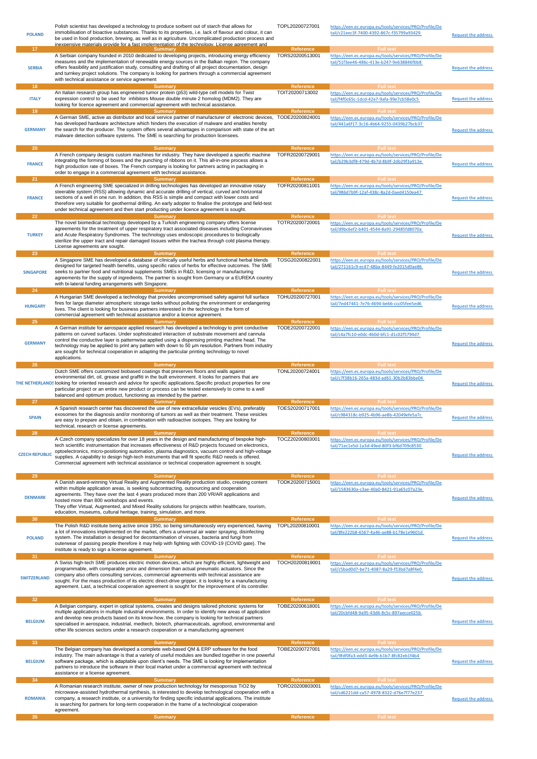| | | | | |
|---|---|---|---|---|
| POLAND | Polish scientist has developed a technology to produce sorbent out of starch that allows for immobilisation of bioactive substances. Thanks to its properties, i.e. lack of flavour and colour, it can be used in food production, brewing, as well as in agriculture. Uncomplicated production process and inexpensive materials provide for a fast implementation of the technology. License agreement and | TOPL20200727001 | https://een.ec.europa.eu/tools/services/PRO/Profile/Detail/c21eec3f-7400-4392-867c-f35799a93429 | Request the address |
| 17 | Summary | Reference | Full text | |
| SERBIA | A Serbian company founded in 2010 dedicated to developing projects, introducing energy efficiency measures and the implementation of renewable energy sources in the Balkan region. The company offers feasibility and justification study, consulting and drafting of all project documentation, design and turnkey project solutions. The company is looking for partners through a commercial agreement with technical assistance or service agreement | TORS20200513001 | https://een.ec.europa.eu/tools/services/PRO/Profile/Detail/51f3ee46-486c-413e-b247-9e638846fbb8 | Request the address |
| 18 | Summary | Reference | Full text | |
| ITALY | An Italian research group has engineered tumor protein (p53) wild-type cell models for Twist expression control to be used for inhibitors Mouse double minute 2 homolog (MDM2). They are looking for licence agreement and commercial agreement with technical assistance. | TOIT20200713002 | https://een.ec.europa.eu/tools/services/PRO/Profile/Detail/f4f0c65c-1dcd-42e7-9afa-99e7cb58e0c5 | Request the address |
| 19 | Summary | Reference | Full text | |
| GERMANY | A German SME, active as distributor and local service partner of manufacturer of electronic devices, has developed hardware architecture which hinders the execution of malware and enables hereby the search for the producer. The system offers several advantages in comparison with state of the art malware detection software systems. The SME is searching for production licensees. | TODE20200824001 | https://een.ec.europa.eu/tools/services/PRO/Profile/Detail/441a6f17-3c16-4b64-9255-0439b27bcb37 | Request the address |
| 20 | Summary | Reference | Full text | |
| FRANCE | A French company designs custom machines for industry. They have developed a specific machine integrating the forming of boxes and the punching of ribbons on it. This all-in-one process allows a high production rate of boxes. The French company is looking for partners acting in packaging in order to engage in a commercial agreement with technical assistance. | TOFR20200729001 | https://een.ec.europa.eu/tools/services/PRO/Profile/Detail/b29b3df8-479d-4b7d-8b9f-2db29f3a913e | Request the address |
| 21 | Summary | Reference | Full text | |
| FRANCE | A French engineering SME specialized in drilling technologies has developed an innovative rotary steerable system (RSS) allowing dynamic and accurate drilling of vertical, curved and horizontal sections of a well in one run. In addition, this RSS is simple and compact with lower costs and therefore very suitable for geothermal drilling. An early adopter to finalise the prototype and field-test under technical agreement and then start producting under licence agreement is sought. | TOFR20200811001 | https://een.ec.europa.eu/tools/services/PRO/Profile/Detail/986d7b9f-12af-438c-8a2d-0aed4150ea47 | Request the address |
| 22 | Summary | Reference | Full text | |
| TURKEY | The novel biomedical technology developed by a Turkish engineering company offers license agreements for the treatment of upper respiratory tract associated diseases including Coronaviruses and Acute Respiratory Syndromes. The technology uses endoscopic procedures to biologically sterilize the upper tract and repair damaged tissues within the trachea through cold plasma therapy. License agreements are sought. | TOTR20200720001 | https://een.ec.europa.eu/tools/services/PRO/Profile/Detail/d9bc6ef2-b401-4544-8a91-29485fd8070a | Request the address |
| 23 | Summary | Reference | Full text | |
| SINGAPORE | A Singapore SME has developed a database of clinically useful herbs and functional herbal blends designed for targeted health benefits, using specific ratios of herbs for effective outcomes. The SME seeks to partner food and nutritional supplements SMEs in R&D, licensing or manufacturing agreements for the supply of ingredients. The partner is sought from Germany or a EUREKA country with bi-lateral funding arrangements with Singapore. | TOSG20200822001 | https://een.ec.europa.eu/tools/services/PRO/Profile/Detail/271161c9-ec47-48ba-8449-fe2015d0ae86 | Request the address |
| 24 | Summary | Reference | Full text | |
| HUNGARY | A Hungarian SME developed a technology that provides uncompromised safety against full surface fires for large diameter atmospheric storage tanks without polluting the environment or endangering lives. The client is looking for business partners interested in the technology in the form of commercial agreement with technical assistance and/or a licence agreement. | TOHU20200727001 | https://een.ec.europa.eu/tools/services/PRO/Profile/Detail/7ed47441-7e76-4694-be66-ccc05fee5ed6 | Request the address |
| 25 | Summary | Reference | Full text | |
| GERMANY | A German institute for aerospace applied research has developed a technology to print conductive patterns on curved surfaces. Under sophisticated interaction of substrate movement and cannula control the conductive layer is patternwise applied using a dispensing printing machine head. The technology may be applied to print any pattern with down to 50 µm resolution. Partners from industry are sought for technical cooperation in adapting the particular printing technology to novel applications. | TODE20200722001 | https://een.ec.europa.eu/tools/services/PRO/Profile/Detail/c4a7fc10-e0dc-460d-bfc1-d1c02f5794d7 | Request the address |
| 26 | Summary | Reference | Full text | |
| THE NETHERLANDS | Dutch SME offers customized biobased coatings that preserves floors and walls against environmental dirt, oil, grease and graffiti in the built environment. It looks for partners that are looking for oriented research and advice for specific applications.Specific product properties for one particular project or an entire new product or process can be tested extensively to come to a well balanced and optimum product, functioning as intended by the partner. | TONL20200724001 | https://een.ec.europa.eu/tools/services/PRO/Profile/Detail/c7f38b16-265a-483d-ad61-30b2b83bbe04 | Request the address |
| 27 | Summary | Reference | Full text | |
| SPAIN | A Spanish research center has discovered the use of new extracellular vesicles (EVs), preferably exosomes for the diagnosis and/or monitoring of tumors as well as their treatment. These vesicles are easy to prepare and obtain, in combination with radioactive isotopes. They are looking for technical, research or license agreements. | TOES20200717001 | https://een.ec.europa.eu/tools/services/PRO/Profile/Detail/c984318c-b925-4b96-ae8b-42049efe5a7c | Request the address |
| 28 | Summary | Reference | Full text | |
| CZECH REPUBLIC | A Czech company specializes for over 18 years in the design and manufacturing of bespoke high-tech scientific instrumentation that increases effectiveness of R&D projects focused on electronics, optoelectronics, micro-positioning automation, plasma diagnostics, vacuum control and high-voltage supplies. A capability to design high-tech instruments that will fit specific R&D needs is offered. Commercial agreement with technical assistance or technical cooperation agreement is sought. | TOCZ20200803001 | https://een.ec.europa.eu/tools/services/PRO/Profile/Detail/71ec1e5d-1a3d-49ed-80f3-bf6d709c8530 | Request the address |
| 29 | Summary | Reference | Full text | |
| DENMARK | A Danish award-winning Virtual Reality and Augmented Reality production studio, creating content within multiple application areas, is seeking subcontracting, outsourcing and cooperation agreements. They have over the last 4 years produced more than 200 VR/AR applications and hosted more than 800 workshops and events. They offer Virtual, Augmented, and Mixed Reality solutions for projects within healthcare, tourism, education, museums, cultural heritage, training, simulation, and more. | TODK20200715001 | https://een.ec.europa.eu/tools/services/PRO/Profile/Detail/1583630a-c3ae-40a0-8421-91a65c07a23e | Request the address |
| 30 | Summary | Reference | Full text | |
| POLAND | The Polish R&D institute being active since 1950, so being simultaneously very experienced, having a lot of innovations implemented on the market, offers a universal air water spraying, disinfecting system. The installation is designed for decontamination of viruses, bacteria and fungi from outerwear of passing people therefore it may help with fighting with COVID-19 (COVID gate). The institute is ready to sign a license agreement. | TOPL20200810001 | https://een.ec.europa.eu/tools/services/PRO/Profile/Detail/8fe222b8-6567-4a46-ae88-b178e1e9601d | Request the address |
| 31 | Summary | Reference | Full text | |
| SWITZERLAND | A Swiss high-tech SME produces electric motion devices, which are highly efficient, lightweight and programmable, with comparable price and dimension than actual pneumatic actuators. Since the company also offers consulting services, commercial agreements with technical assistance are sought. For the mass production of its electric direct-drive gripper, it is looking for a manufacturing agreement. Last, a technical cooperation agreement is sought for the improvement of its controller. | TOCH20200819001 | https://een.ec.europa.eu/tools/services/PRO/Profile/Detail/c5bad0d7-be71-4087-8a29-f53bd7a8f4e0 | Request the address |
| 32 | Summary | Reference | Full text | |
| BELGIUM | A Belgian company, expert in optical systems, creates and designs tailored photonic systems for multiple applications in multiple industrial environments. In order to identify new areas of application and develop new products based on its know-how, the company is looking for technical partners specialised in aerospace, industrial, medtech, biotech, pharmaceuticals, agrofood, environmental and other life sciences sectors under a research cooperation or a manufacturing agreement | TOBE20200618001 | https://een.ec.europa.eu/tools/services/PRO/Profile/Detail/20cbfd48-9a95-43d6-8c5c-897aecce025b | Request the address |
| 33 | Summary | Reference | Full text | |
| BELGIUM | The Belgian company has developed a complete web-based QM & ERP software for the food industry. The main advantage is that a variety of useful modules are bundled together in one powerful software package, which is adaptable upon client's needs. The SME is looking for implementation partners to introduce the software in their local market under a commercial agreement with technical assistance or a license agreement. | TOBE20200727001 | https://een.ec.europa.eu/tools/services/PRO/Profile/Detail/9fdf0fa3-edd3-4e9b-b1b7-8fc82eb1f4b4 | Request the address |
| 34 | Summary | Reference | Full text | |
| ROMANIA | A Romanian research institute, owner of new production technology for mesoporous $TiO_2$ by microwave-assisted hydrothermal synthesis, is interested to develop technological cooperation with a company, a research institute, or a university for finding specific industrial applications. The institute is searching for partners for long-term cooperation in the frame of a technological cooperation agreement. | TORO20200803001 | https://een.ec.europa.eu/tools/services/PRO/Profile/Detail/cd6221dd-ca57-4978-8322-d76e7f77e237 | Request the address |
| 35 | Summary | Reference | Full text | |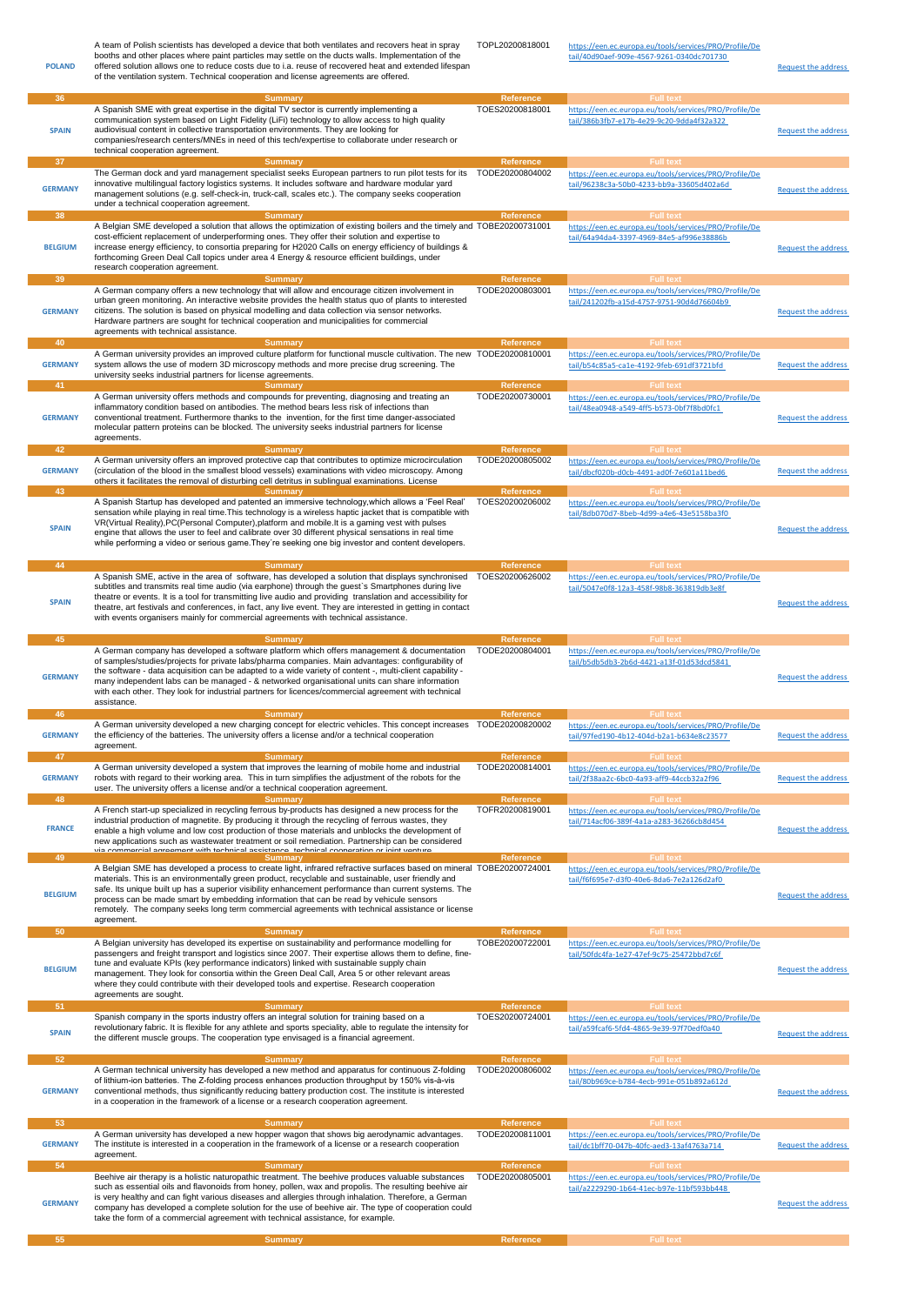| | | | | |
|---|---|---|---|---|
| **POLAND** | A team of Polish scientists has developed a device that both ventilates and recovers heat in spray booths and other places where paint particles may settle on the ducts walls. Implementation of the offered solution allows one to reduce costs due to i.a. reuse of recovered heat and extended lifespan of the ventilation system. Technical cooperation and license agreements are offered. | TOPL20200818001 | https://een.ec.europa.eu/tools/services/PRO/Profile/Detail/40d90aef-909e-4567-9261-0340dc701730 | Request the address |
| **36** | **Summary** | **Reference** | **Full text** | |
| **SPAIN** | A Spanish SME with great expertise in the digital TV sector is currently implementing a communication system based on Light Fidelity (LiFi) technology to allow access to high quality audiovisual content in collective transportation environments. They are looking for companies/research centers/MNEs in need of this tech/expertise to collaborate under research or technical cooperation agreement. | TOES20200818001 | https://een.ec.europa.eu/tools/services/PRO/Profile/Detail/386b3fb7-e17b-4e29-9c20-9dda4f32a322 | Request the address |
| **37** | **Summary** | **Reference** | **Full text** | |
| **GERMANY** | The German dock and yard management specialist seeks European partners to run pilot tests for its innovative multilingual factory logistics systems. It includes software and hardware modular yard management solutions (e.g. self-check-in, truck-call, scales etc.). The company seeks cooperation under a technical cooperation agreement. | TODE20200804002 | https://een.ec.europa.eu/tools/services/PRO/Profile/Detail/96238c3a-50b0-4233-bb9a-33605d402a6d | Request the address |
| **38** | **Summary** | **Reference** | **Full text** | |
| **BELGIUM** | A Belgian SME developed a solution that allows the optimization of existing boilers and the timely and cost-efficient replacement of underperforming ones. They offer their solution and expertise to increase energy efficiency, to consortia preparing for H2020 Calls on energy efficiency of buildings & forthcoming Green Deal Call topics under area 4 Energy & resource efficient buildings, under research cooperation agreement. | TOBE20200731001 | https://een.ec.europa.eu/tools/services/PRO/Profile/Detail/64a94da4-3397-4969-84e5-af996e38886b | Request the address |
| **39** | **Summary** | **Reference** | **Full text** | |
| **GERMANY** | A German company offers a new technology that will allow and encourage citizen involvement in urban green monitoring. An interactive website provides the health status quo of plants to interested citizens. The solution is based on physical modelling and data collection via sensor networks. Hardware partners are sought for technical cooperation and municipalities for commercial agreements with technical assistance. | TODE20200803001 | https://een.ec.europa.eu/tools/services/PRO/Profile/Detail/241202fb-a15d-4757-9751-90d4d76604b9 | Request the address |
| **40** | **Summary** | **Reference** | **Full text** | |
| **GERMANY** | A German university provides an improved culture platform for functional muscle cultivation. The new system allows the use of modern 3D microscopy methods and more precise drug screening. The university seeks industrial partners for license agreements. | TODE20200810001 | https://een.ec.europa.eu/tools/services/PRO/Profile/Detail/b54c85a5-ca1e-4192-9feb-691df3721bfd | Request the address |
| **41** | **Summary** | **Reference** | **Full text** | |
| **GERMANY** | A German university offers methods and compounds for preventing, diagnosing and treating an inflammatory condition based on antibodies. The method bears less risk of infections than conventional treatment. Furthermore thanks to the invention, for the first time danger-associated molecular pattern proteins can be blocked. The university seeks industrial partners for license agreements. | TODE20200730001 | https://een.ec.europa.eu/tools/services/PRO/Profile/Detail/48ea0948-a549-4ff5-b573-0bf7f8bd0fc1 | Request the address |
| **42** | **Summary** | **Reference** | **Full text** | |
| **GERMANY** | A German university offers an improved protective cap that contributes to optimize microcirculation (circulation of the blood in the smallest blood vessels) examinations with video microscopy. Among others it facilitates the removal of disturbing cell detritus in sublingual examinations. License | TODE20200805002 | https://een.ec.europa.eu/tools/services/PRO/Profile/Detail/dbcf020b-d0cb-4491-ad0f-7e601a11bed6 | Request the address |
| **43** | **Summary** | **Reference** | **Full text** | |
| **SPAIN** | A Spanish Startup has developed and patented an immersive technology,which allows a 'Feel Real' sensation while playing in real time.This technology is a wireless haptic jacket that is compatible with VR(Virtual Reality),PC(Personal Computer),platform and mobile.It is a gaming vest with pulses engine that allows the user to feel and calibrate over 30 different physical sensations in real time while performing a video or serious game.They're seeking one big investor and content developers. | TOES20200206002 | https://een.ec.europa.eu/tools/services/PRO/Profile/Detail/8db070d7-8beb-4d99-a4e6-43e5158ba3f0 | Request the address |
| **44** | **Summary** | **Reference** | **Full text** | |
| **SPAIN** | A Spanish SME, active in the area of software, has developed a solution that displays synchronised subtitles and transmits real time audio (via earphone) through the guest´s Smartphones during live theatre or events. It is a tool for transmitting live audio and providing translation and accessibility for theatre, art festivals and conferences, in fact, any live event. They are interested in getting in contact with events organisers mainly for commercial agreements with technical assistance. | TOES20200626002 | https://een.ec.europa.eu/tools/services/PRO/Profile/Detail/5047e0f8-12a3-458f-98b8-363819db3e8f | Request the address |
| **45** | **Summary** | **Reference** | **Full text** | |
| **GERMANY** | A German company has developed a software platform which offers management & documentation of samples/studies/projects for private labs/pharma companies. Main advantages: configurability of the software - data acquisition can be adapted to a wide variety of content -, multi-client capability - many independent labs can be managed - & networked organisational units can share information with each other. They look for industrial partners for licences/commercial agreement with technical assistance. | TODE20200804001 | https://een.ec.europa.eu/tools/services/PRO/Profile/Detail/b5db5db3-2b6d-4421-a13f-01d53dcd5841 | Request the address |
| **46** | **Summary** | **Reference** | **Full text** | |
| **GERMANY** | A German university developed a new charging concept for electric vehicles. This concept increases the efficiency of the batteries. The university offers a license and/or a technical cooperation agreement. | TODE20200820002 | https://een.ec.europa.eu/tools/services/PRO/Profile/Detail/97fed190-4b12-404d-b2a1-b634e8c23577 | Request the address |
| **47** | **Summary** | **Reference** | **Full text** | |
| **GERMANY** | A German university developed a system that improves the learning of mobile home and industrial robots with regard to their working area. This in turn simplifies the adjustment of the robots for the user. The university offers a license and/or a technical cooperation agreement. | TODE20200814001 | https://een.ec.europa.eu/tools/services/PRO/Profile/Detail/2f38aa2c-6bc0-4a93-aff9-44ccb32a2f96 | Request the address |
| **48** | **Summary** | **Reference** | **Full text** | |
| **FRANCE** | A French start-up specialized in recycling ferrous by-products has designed a new process for the industrial production of magnetite. By producing it through the recycling of ferrous wastes, they enable a high volume and low cost production of those materials and unblocks the development of new applications such as wastewater treatment or soil remediation. Partnership can be considered via commercial agreement with technical assistance, technical cooperation or joint venture. | TOFR20200819001 | https://een.ec.europa.eu/tools/services/PRO/Profile/Detail/714acf06-389f-4a1a-a283-36266cb8d454 | Request the address |
| **49** | **Summary** | **Reference** | **Full text** | |
| **BELGIUM** | A Belgian SME has developed a process to create light, infrared refractive surfaces based on mineral materials. This is an environmentally green product, recyclable and sustainable, user friendly and safe. Its unique built up has a superior visibility enhancement performance than current systems. The process can be made smart by embedding information that can be read by vehicle sensors remotely. The company seeks long term commercial agreements with technical assistance or license agreement. | TOBE20200724001 | https://een.ec.europa.eu/tools/services/PRO/Profile/Detail/f6f695e7-d3f0-40e6-8da6-7e2a126d2af0 | Request the address |
| **50** | **Summary** | **Reference** | **Full text** | |
| **BELGIUM** | A Belgian university has developed its expertise on sustainability and performance modelling for passengers and freight transport and logistics since 2007. Their expertise allows them to define, fine-tune and evaluate KPIs (key performance indicators) linked with sustainable supply chain management. They look for consortia within the Green Deal Call, Area 5 or other relevant areas where they could contribute with their developed tools and expertise. Research cooperation agreements are sought. | TOBE20200722001 | https://een.ec.europa.eu/tools/services/PRO/Profile/Detail/50fdc4fa-1e27-47ef-9c75-25472bbd7c6f | Request the address |
| **51** | **Summary** | **Reference** | **Full text** | |
| **SPAIN** | Spanish company in the sports industry offers an integral solution for training based on a revolutionary fabric. It is flexible for any athlete and sports speciality, able to regulate the intensity for the different muscle groups. The cooperation type envisaged is a financial agreement. | TOES20200724001 | https://een.ec.europa.eu/tools/services/PRO/Profile/Detail/a59fcaf6-5fd4-4865-9e39-97f70edf0a40 | Request the address |
| **52** | **Summary** | **Reference** | **Full text** | |
| **GERMANY** | A German technical university has developed a new method and apparatus for continuous Z-folding of lithium-ion batteries. The Z-folding process enhances production throughput by 150% vis-à-vis conventional methods, thus significantly reducing battery production cost. The institute is interested in a cooperation in the framework of a license or a research cooperation agreement. | TODE20200806002 | https://een.ec.europa.eu/tools/services/PRO/Profile/Detail/80b969ce-b784-4ecb-991e-051b892a612d | Request the address |
| **53** | **Summary** | **Reference** | **Full text** | |
| **GERMANY** | A German university has developed a new hopper wagon that shows big aerodynamic advantages. The institute is interested in a cooperation in the framework of a license or a research cooperation agreement. | TODE20200811001 | https://een.ec.europa.eu/tools/services/PRO/Profile/Detail/dc1bff70-047b-40fc-aed3-13af4763a714 | Request the address |
| **54** | **Summary** | **Reference** | **Full text** | |
| **GERMANY** | Beehive air therapy is a holistic naturopathic treatment. The beehive produces valuable substances such as essential oils and flavonoids from honey, pollen, wax and propolis. The resulting beehive air is very healthy and can fight various diseases and allergies through inhalation. Therefore, a German company has developed a complete solution for the use of beehive air. The type of cooperation could take the form of a commercial agreement with technical assistance, for example. | TODE20200805001 | https://een.ec.europa.eu/tools/services/PRO/Profile/Detail/a2229290-1b64-41ec-b97e-11bf593bb448 | Request the address |
| **55** | **Summary** | **Reference** | **Full text** | |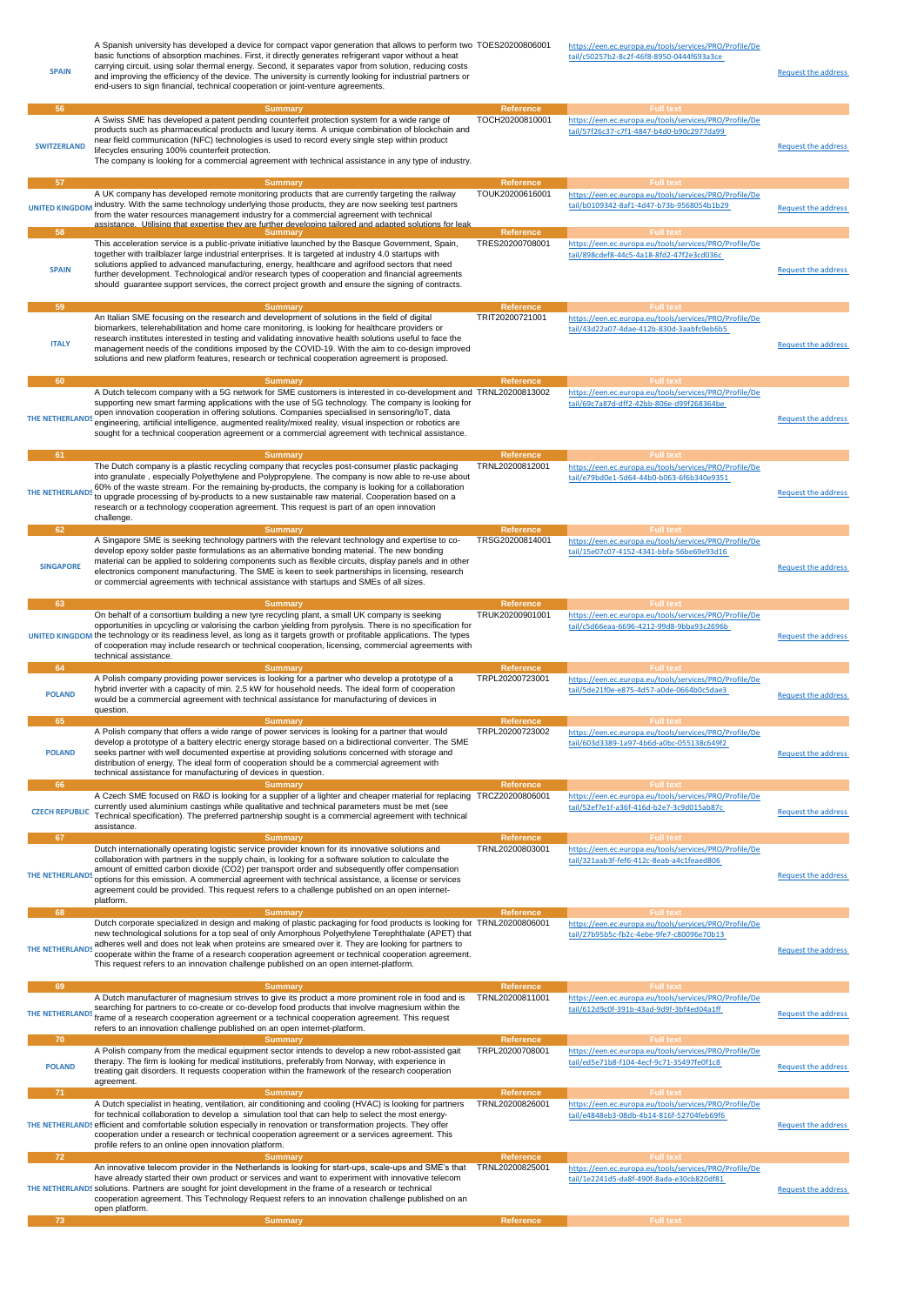| | | | | |
|---|---|---|---|---|
| SPAIN | A Spanish university has developed a device for compact vapor generation that allows to perform two basic functions of absorption machines. First, it directly generates refrigerant vapor without a heat carrying circuit, using solar thermal energy. Second, it separates vapor from solution, reducing costs and improving the efficiency of the device. The university is currently looking for industrial partners or end-users to sign financial, technical cooperation or joint-venture agreements. | TOES20200806001 | https://een.ec.europa.eu/tools/services/PRO/Profile/Detail/c50257b2-8c2f-46f8-8950-0444f693a3ce | Request the address |
| 56 | Summary | Reference | Full text | |
| SWITZERLAND | A Swiss SME has developed a patent pending counterfeit protection system for a wide range of products such as pharmaceutical products and luxury items. A unique combination of blockchain and near field communication (NFC) technologies is used to record every single step within product lifecycles ensuring 100% counterfeit protection. The company is looking for a commercial agreement with technical assistance in any type of industry. | TOCH20200810001 | https://een.ec.europa.eu/tools/services/PRO/Profile/Detail/57f26c37-c7f1-4847-b4d0-b90c2977da99 | Request the address |
| 57 | Summary | Reference | Full text | |
| UNITED KINGDOM | A UK company has developed remote monitoring products that are currently targeting the railway industry. With the same technology underlying those products, they are now seeking test partners from the water resources management industry for a commercial agreement with technical assistance. Utilising that expertise they are further developing tailored and adapted solutions for leak | TOUK20200616001 | https://een.ec.europa.eu/tools/services/PRO/Profile/Detail/b0109342-8af1-4d47-b73b-9568054b1b29 | Request the address |
| 58 | Summary | Reference | Full text | |
| SPAIN | This acceleration service is a public-private initiative launched by the Basque Government, Spain, together with trailblazer large industrial enterprises. It is targeted at industry 4.0 startups with solutions applied to advanced manufacturing, energy, healthcare and agrifood sectors that need further development. Technological and/or research types of cooperation and financial agreements should guarantee support services, the correct project growth and ensure the signing of contracts. | TRES20200708001 | https://een.ec.europa.eu/tools/services/PRO/Profile/Detail/898cdef8-44c5-4a18-8fd2-47f2e3cd036c | Request the address |
| 59 | Summary | Reference | Full text | |
| ITALY | An Italian SME focusing on the research and development of solutions in the field of digital biomarkers, telerehabilitation and home care monitoring, is looking for healthcare providers or research institutes interested in testing and validating innovative health solutions useful to face the management needs of the conditions imposed by the COVID-19. With the aim to co-design improved solutions and new platform features, research or technical cooperation agreement is proposed. | TRIT20200721001 | https://een.ec.europa.eu/tools/services/PRO/Profile/Detail/43d22a07-4dae-412b-830d-3aabfc9eb6b5 | Request the address |
| 60 | Summary | Reference | Full text | |
| THE NETHERLANDS | A Dutch telecom company with a 5G network for SME customers is interested in co-development and supporting new smart farming applications with the use of 5G technology. The company is looking for open innovation cooperation in offering solutions. Companies specialised in sensoring/IoT, data engineering, artificial intelligence, augmented reality/mixed reality, visual inspection or robotics are sought for a technical cooperation agreement or a commercial agreement with technical assistance. | TRNL20200813002 | https://een.ec.europa.eu/tools/services/PRO/Profile/Detail/69c7a87d-dff2-42bb-806e-d99f268364be | Request the address |
| 61 | Summary | Reference | Full text | |
| THE NETHERLANDS | The Dutch company is a plastic recycling company that recycles post-consumer plastic packaging into granulate , especially Polyethylene and Polypropylene. The company is now able to re-use about 60% of the waste stream. For the remaining by-products, the company is looking for a collaboration to upgrade processing of by-products to a new sustainable raw material. Cooperation based on a research or a technology cooperation agreement. This request is part of an open innovation challenge. | TRNL20200812001 | https://een.ec.europa.eu/tools/services/PRO/Profile/Detail/e79bd0e1-5d64-44b0-b063-6f6b340e9351 | Request the address |
| 62 | Summary | Reference | Full text | |
| SINGAPORE | A Singapore SME is seeking technology partners with the relevant technology and expertise to co-develop epoxy solder paste formulations as an alternative bonding material. The new bonding material can be applied to soldering components such as flexible circuits, display panels and in other electronics component manufacturing. The SME is keen to seek partnerships in licensing, research or commercial agreements with technical assistance with startups and SMEs of all sizes. | TRSG20200814001 | https://een.ec.europa.eu/tools/services/PRO/Profile/Detail/15e07c07-4152-4341-bbfa-56be69e93d16 | Request the address |
| 63 | Summary | Reference | Full text | |
| UNITED KINGDOM | On behalf of a consortium building a new tyre recycling plant, a small UK company is seeking opportunities in upcycling or valorising the carbon yielding from pyrolysis. There is no specification for the technology or its readiness level, as long as it targets growth or profitable applications. The types of cooperation may include research or technical cooperation, licensing, commercial agreements with technical assistance. | TRUK20200901001 | https://een.ec.europa.eu/tools/services/PRO/Profile/Detail/c5d66eaa-6696-4212-99d8-9bba93c2696b | Request the address |
| 64 | Summary | Reference | Full text | |
| POLAND | A Polish company providing power services is looking for a partner who develop a prototype of a hybrid inverter with a capacity of min. 2.5 kW for household needs. The ideal form of cooperation would be a commercial agreement with technical assistance for manufacturing of devices in question. | TRPL20200723001 | https://een.ec.europa.eu/tools/services/PRO/Profile/Detail/5de21f0e-e875-4d57-a0de-0664b0c5dae3 | Request the address |
| 65 | Summary | Reference | Full text | |
| POLAND | A Polish company that offers a wide range of power services is looking for a partner that would develop a prototype of a battery electric energy storage based on a bidirectional converter. The SME seeks partner with well documented expertise at providing solutions concerned with storage and distribution of energy. The ideal form of cooperation should be a commercial agreement with technical assistance for manufacturing of devices in question. | TRPL20200723002 | https://een.ec.europa.eu/tools/services/PRO/Profile/Detail/603d3389-1a97-4b6d-a0bc-055138c649f2 | Request the address |
| 66 | Summary | Reference | Full text | |
| CZECH REPUBLIC | A Czech SME focused on R&D is looking for a supplier of a lighter and cheaper material for replacing currently used aluminium castings while qualitative and technical parameters must be met (see Technical specification). The preferred partnership sought is a commercial agreement with technical assistance. | TRCZ20200806001 | https://een.ec.europa.eu/tools/services/PRO/Profile/Detail/52ef7e1f-a36f-416d-b2e7-3c9d015ab87c | Request the address |
| 67 | Summary | Reference | Full text | |
| THE NETHERLANDS | Dutch internationally operating logistic service provider known for its innovative solutions and collaboration with partners in the supply chain, is looking for a software solution to calculate the amount of emitted carbon dioxide ($CO_2$) per transport order and subsequently offer compensation options for this emission. A commercial agreement with technical assistance, a license or services agreement could be provided. This request refers to a challenge published on an open internet-platform. | TRNL20200803001 | https://een.ec.europa.eu/tools/services/PRO/Profile/Detail/321aab3f-fef6-412c-8eab-a4c1feaed806 | Request the address |
| 68 | Summary | Reference | Full text | |
| THE NETHERLANDS | Dutch corporate specialized in design and making of plastic packaging for food products is looking for new technological solutions for a top seal of only Amorphous Polyethylene Terephthalate (APET) that adheres well and does not leak when proteins are smeared over it. They are looking for partners to cooperate within the frame of a research cooperation agreement or technical cooperation agreement. This request refers to an innovation challenge published on an open internet-platform. | TRNL20200806001 | https://een.ec.europa.eu/tools/services/PRO/Profile/Detail/27b95b5c-fb2c-4ebe-9fe7-c80096e70b13 | Request the address |
| 69 | Summary | Reference | Full text | |
| THE NETHERLANDS | A Dutch manufacturer of magnesium strives to give its product a more prominent role in food and is searching for partners to co-create or co-develop food products that involve magnesium within the frame of a research cooperation agreement or a technical cooperation agreement. This request refers to an innovation challenge published on an open internet-platform. | TRNL20200811001 | https://een.ec.europa.eu/tools/services/PRO/Profile/Detail/612d9c0f-391b-43ad-9d9f-3bf4ed04a1ff | Request the address |
| 70 | Summary | Reference | Full text | |
| POLAND | A Polish company from the medical equipment sector intends to develop a new robot-assisted gait therapy. The firm is looking for medical institutions, preferably from Norway, with experience in treating gait disorders. It requests cooperation within the framework of the research cooperation agreement. | TRPL20200708001 | https://een.ec.europa.eu/tools/services/PRO/Profile/Detail/ed5e71b8-f104-4ecf-9c71-35497fe0f1c8 | Request the address |
| 71 | Summary | Reference | Full text | |
| THE NETHERLANDS | A Dutch specialist in heating, ventilation, air conditioning and cooling (HVAC) is looking for partners for technical collaboration to develop a simulation tool that can help to select the most energy-efficient and comfortable solution especially in renovation or transformation projects. They offer cooperation under a research or technical cooperation agreement or a services agreement. This profile refers to an online open innovation platform. | TRNL20200826001 | https://een.ec.europa.eu/tools/services/PRO/Profile/Detail/e4848eb3-08db-4b14-816f-52704feb69f6 | Request the address |
| 72 | Summary | Reference | Full text | |
| THE NETHERLANDS | An innovative telecom provider in the Netherlands is looking for start-ups, scale-ups and SME's that have already started their own product or services and want to experiment with innovative telecom solutions. Partners are sought for joint development in the frame of a research or technical cooperation agreement. This Technology Request refers to an innovation challenge published on an open platform. | TRNL20200825001 | https://een.ec.europa.eu/tools/services/PRO/Profile/Detail/1e2241d5-da8f-490f-8ada-e30cb820df81 | Request the address |
| 73 | Summary | Reference | Full text | |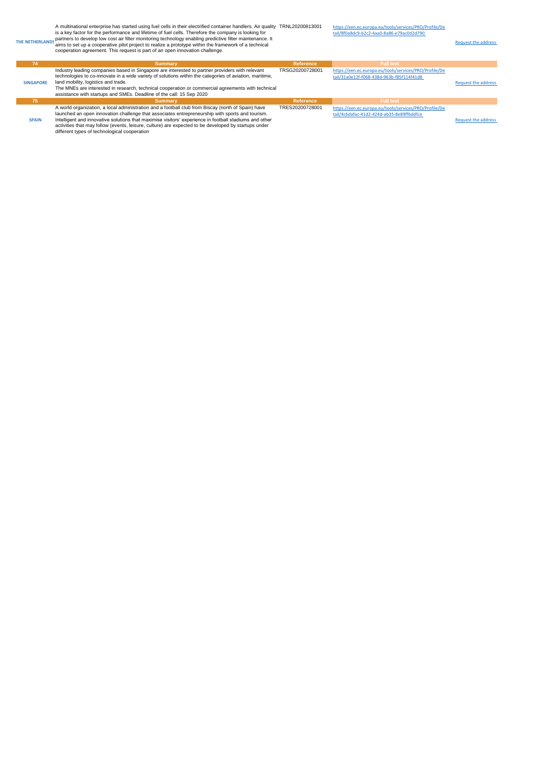| | | | | |
|---|---|---|---|---|
| THE NETHERLANDS | A multinational enterprise has started using fuel cells in their electrified container handlers. Air quality is a key factor for the performance and lifetime of fuel cells. Therefore the company is looking for partners to develop low cost air filter monitoring technology enabling predictive filter maintenance. It aims to set up a cooperative pilot project to realize a prototype within the framework of a technical cooperation agreement. This request is part of an open innovation challenge. | TRNL20200813001 | https://een.ec.europa.eu/tools/services/PRO/Profile/Detail/8f0a8dc9-b2c2-4aa0-8a86-e79ac0d2d790 | Request the address |

| 74 | Summary | Reference | Full text | |
|---|---|---|---|---|
| SINGAPORE | Industry leading companies based in Singapore are interested to partner providers with relevant technologies to co-innovate in a wide variety of solutions within the categories of aviation, maritime, land mobility, logistics and trade.<br>The MNEs are interested in research, technical cooperation or commercial agreements with technical assistance with startups and SMEs. Deadline of the call: 15 Sep 2020 | TRSG20200728001 | https://een.ec.europa.eu/tools/services/PRO/Profile/Detail/31a0e12f-f068-438d-963b-f85f114f41d8 | Request the address |

| 75 | Summary | Reference | Full text | |
|---|---|---|---|---|
| SPAIN | A world organization, a local administration and a football club from Biscay (north of Spain) have launched an open innovation challenge that associates entrepreneurship with sports and tourism. Intelligent and innovative solutions that maximise visitors' experience in football stadiums and other activities that may follow (events, leisure, culture) are expected to be developed by startups under different types of technological cooperation | TRES20200728001 | https://een.ec.europa.eu/tools/services/PRO/Profile/Detail/4c6dafac-41d2-424d-ab35-8e89ff6ddfce | Request the address |